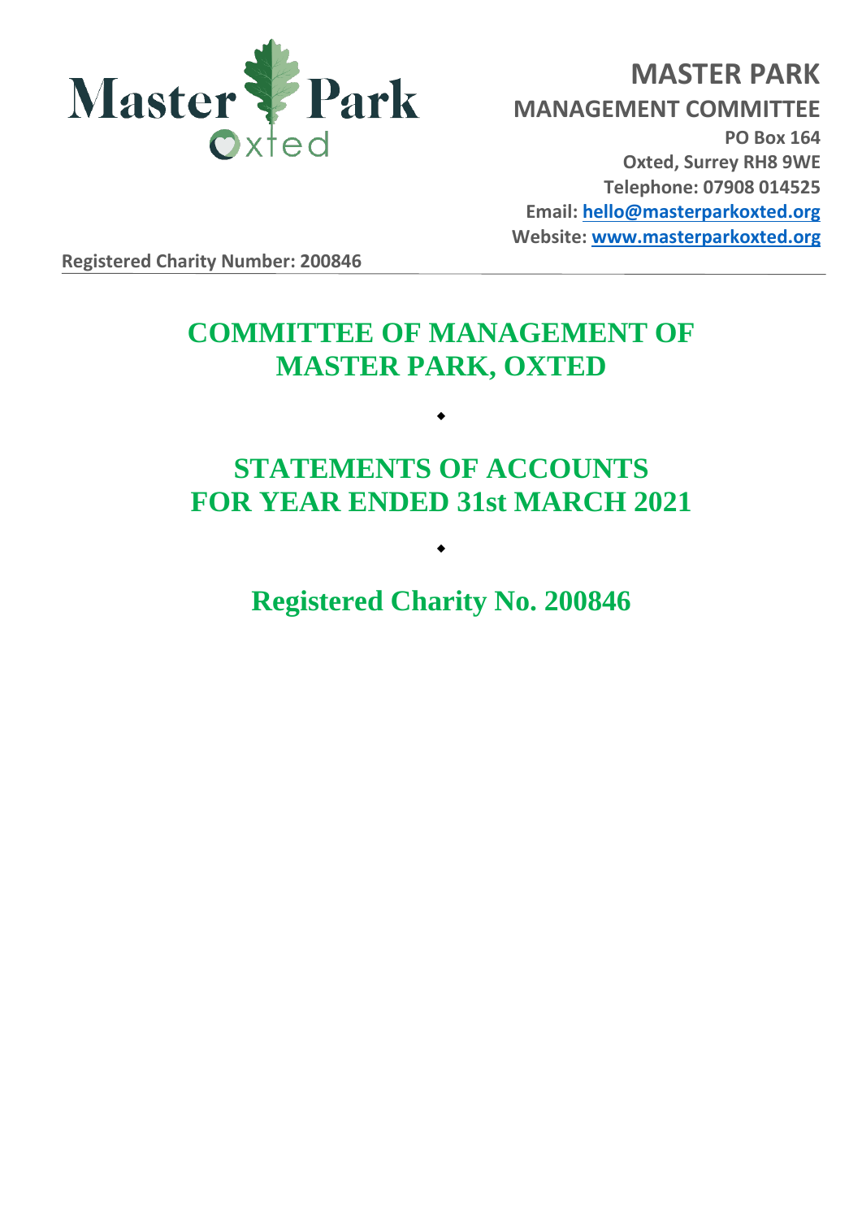Master Park Oxted

**MASTER PARK**

**MANAGEMENT COMMITTEE**

**PO Box 164**
**Oxted, Surrey RH8 9WE**
**Telephone: 07908 014525**
**Email: hello@masterparkoxted.org**
**Website: www.masterparkoxted.org**

**Registered Charity Number: 200846**

# COMMITTEE OF MANAGEMENT OF MASTER PARK, OXTED

◆

# STATEMENTS OF ACCOUNTS FOR YEAR ENDED 31st MARCH 2021

◆

## Registered Charity No. 200846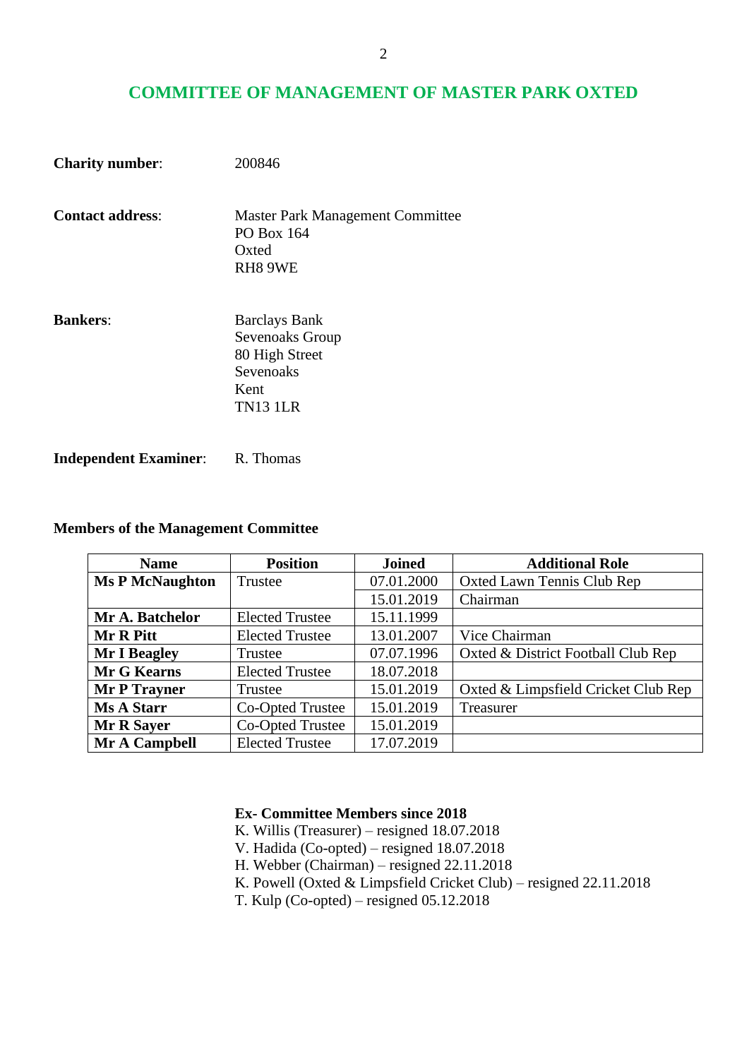# COMMITTEE OF MANAGEMENT OF MASTER PARK OXTED

**Charity number**: 200846

**Contact address**: Master Park Management Committee
PO Box 164
Oxted
RH8 9WE

**Bankers**: Barclays Bank
Sevenoaks Group
80 High Street
Sevenoaks
Kent
TN13 1LR

**Independent Examiner**: R. Thomas

**Members of the Management Committee**

| Name | Position | Joined | Additional Role |
|---|---|---|---|
| **Ms P McNaughton** | Trustee | 07.01.2000 | Oxted Lawn Tennis Club Rep |
| | | 15.01.2019 | Chairman |
| **Mr A. Batchelor** | Elected Trustee | 15.11.1999 | |
| **Mr R Pitt** | Elected Trustee | 13.01.2007 | Vice Chairman |
| **Mr I Beagley** | Trustee | 07.07.1996 | Oxted & District Football Club Rep |
| **Mr G Kearns** | Elected Trustee | 18.07.2018 | |
| **Mr P Trayner** | Trustee | 15.01.2019 | Oxted & Limpsfield Cricket Club Rep |
| **Ms A Starr** | Co-Opted Trustee | 15.01.2019 | Treasurer |
| **Mr R Sayer** | Co-Opted Trustee | 15.01.2019 | |
| **Mr A Campbell** | Elected Trustee | 17.07.2019 | |

**Ex- Committee Members since 2018**

K. Willis (Treasurer) – resigned 18.07.2018
V. Hadida (Co-opted) – resigned 18.07.2018
H. Webber (Chairman) – resigned 22.11.2018
K. Powell (Oxted & Limpsfield Cricket Club) – resigned 22.11.2018
T. Kulp (Co-opted) – resigned 05.12.2018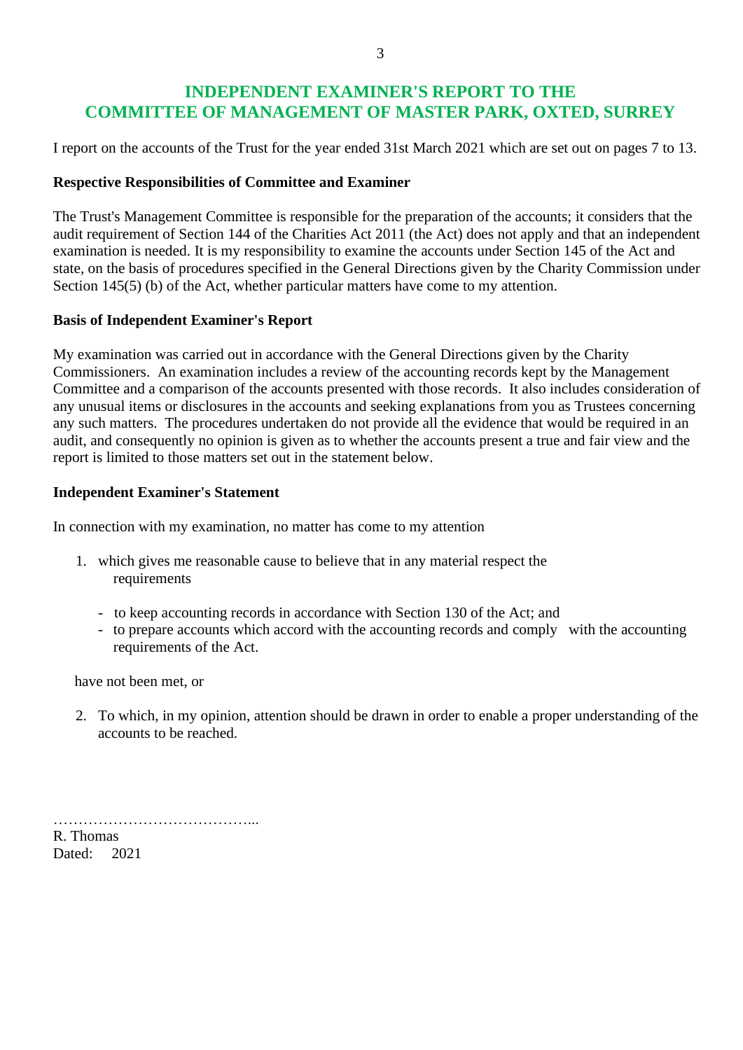# INDEPENDENT EXAMINER'S REPORT TO THE COMMITTEE OF MANAGEMENT OF MASTER PARK, OXTED, SURREY

I report on the accounts of the Trust for the year ended 31st March 2021 which are set out on pages 7 to 13.

**Respective Responsibilities of Committee and Examiner**

The Trust's Management Committee is responsible for the preparation of the accounts; it considers that the audit requirement of Section 144 of the Charities Act 2011 (the Act) does not apply and that an independent examination is needed. It is my responsibility to examine the accounts under Section 145 of the Act and state, on the basis of procedures specified in the General Directions given by the Charity Commission under Section 145(5) (b) of the Act, whether particular matters have come to my attention.

**Basis of Independent Examiner's Report**

My examination was carried out in accordance with the General Directions given by the Charity Commissioners. An examination includes a review of the accounting records kept by the Management Committee and a comparison of the accounts presented with those records. It also includes consideration of any unusual items or disclosures in the accounts and seeking explanations from you as Trustees concerning any such matters. The procedures undertaken do not provide all the evidence that would be required in an audit, and consequently no opinion is given as to whether the accounts present a true and fair view and the report is limited to those matters set out in the statement below.

**Independent Examiner's Statement**

In connection with my examination, no matter has come to my attention

1. which gives me reasonable cause to believe that in any material respect the requirements

   - to keep accounting records in accordance with Section 130 of the Act; and
   - to prepare accounts which accord with the accounting records and comply with the accounting requirements of the Act.

   have not been met, or

2. To which, in my opinion, attention should be drawn in order to enable a proper understanding of the accounts to be reached.

…………………………………...
R. Thomas
Dated: 2021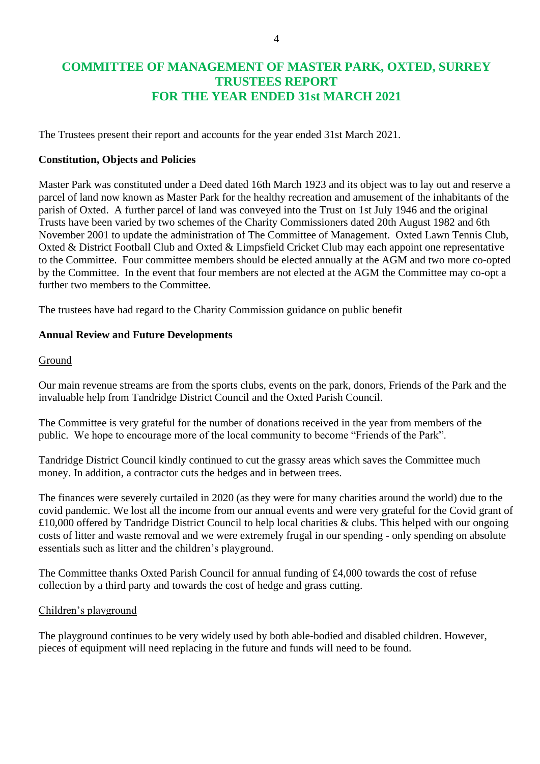# COMMITTEE OF MANAGEMENT OF MASTER PARK, OXTED, SURREY
# TRUSTEES REPORT
# FOR THE YEAR ENDED 31st MARCH 2021

The Trustees present their report and accounts for the year ended 31st March 2021.

**Constitution, Objects and Policies**

Master Park was constituted under a Deed dated 16th March 1923 and its object was to lay out and reserve a parcel of land now known as Master Park for the healthy recreation and amusement of the inhabitants of the parish of Oxted. A further parcel of land was conveyed into the Trust on 1st July 1946 and the original Trusts have been varied by two schemes of the Charity Commissioners dated 20th August 1982 and 6th November 2001 to update the administration of The Committee of Management. Oxted Lawn Tennis Club, Oxted & District Football Club and Oxted & Limpsfield Cricket Club may each appoint one representative to the Committee. Four committee members should be elected annually at the AGM and two more co-opted by the Committee. In the event that four members are not elected at the AGM the Committee may co-opt a further two members to the Committee.

The trustees have had regard to the Charity Commission guidance on public benefit

**Annual Review and Future Developments**

Ground

Our main revenue streams are from the sports clubs, events on the park, donors, Friends of the Park and the invaluable help from Tandridge District Council and the Oxted Parish Council.

The Committee is very grateful for the number of donations received in the year from members of the public. We hope to encourage more of the local community to become "Friends of the Park".

Tandridge District Council kindly continued to cut the grassy areas which saves the Committee much money. In addition, a contractor cuts the hedges and in between trees.

The finances were severely curtailed in 2020 (as they were for many charities around the world) due to the covid pandemic. We lost all the income from our annual events and were very grateful for the Covid grant of £10,000 offered by Tandridge District Council to help local charities & clubs. This helped with our ongoing costs of litter and waste removal and we were extremely frugal in our spending - only spending on absolute essentials such as litter and the children's playground.

The Committee thanks Oxted Parish Council for annual funding of £4,000 towards the cost of refuse collection by a third party and towards the cost of hedge and grass cutting.

Children's playground

The playground continues to be very widely used by both able-bodied and disabled children. However, pieces of equipment will need replacing in the future and funds will need to be found.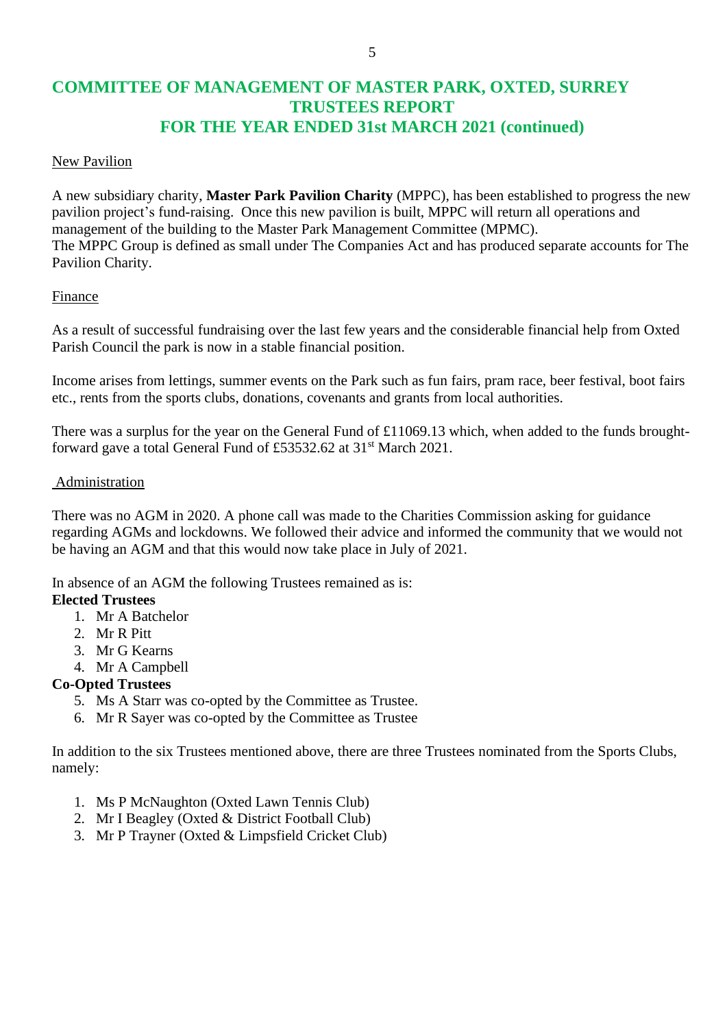# COMMITTEE OF MANAGEMENT OF MASTER PARK, OXTED, SURREY
## TRUSTEES REPORT
## FOR THE YEAR ENDED 31st MARCH 2021 (continued)

New Pavilion

A new subsidiary charity, **Master Park Pavilion Charity** (MPPC), has been established to progress the new pavilion project's fund-raising. Once this new pavilion is built, MPPC will return all operations and management of the building to the Master Park Management Committee (MPMC).
The MPPC Group is defined as small under The Companies Act and has produced separate accounts for The Pavilion Charity.

Finance

As a result of successful fundraising over the last few years and the considerable financial help from Oxted Parish Council the park is now in a stable financial position.

Income arises from lettings, summer events on the Park such as fun fairs, pram race, beer festival, boot fairs etc., rents from the sports clubs, donations, covenants and grants from local authorities.

There was a surplus for the year on the General Fund of £11069.13 which, when added to the funds brought-forward gave a total General Fund of £53532.62 at 31st March 2021.

Administration

There was no AGM in 2020. A phone call was made to the Charities Commission asking for guidance regarding AGMs and lockdowns. We followed their advice and informed the community that we would not be having an AGM and that this would now take place in July of 2021.

In absence of an AGM the following Trustees remained as is:

**Elected Trustees**

1. Mr A Batchelor
2. Mr R Pitt
3. Mr G Kearns
4. Mr A Campbell

**Co-Opted Trustees**

5. Ms A Starr was co-opted by the Committee as Trustee.
6. Mr R Sayer was co-opted by the Committee as Trustee

In addition to the six Trustees mentioned above, there are three Trustees nominated from the Sports Clubs, namely:

1. Ms P McNaughton (Oxted Lawn Tennis Club)
2. Mr I Beagley (Oxted & District Football Club)
3. Mr P Trayner (Oxted & Limpsfield Cricket Club)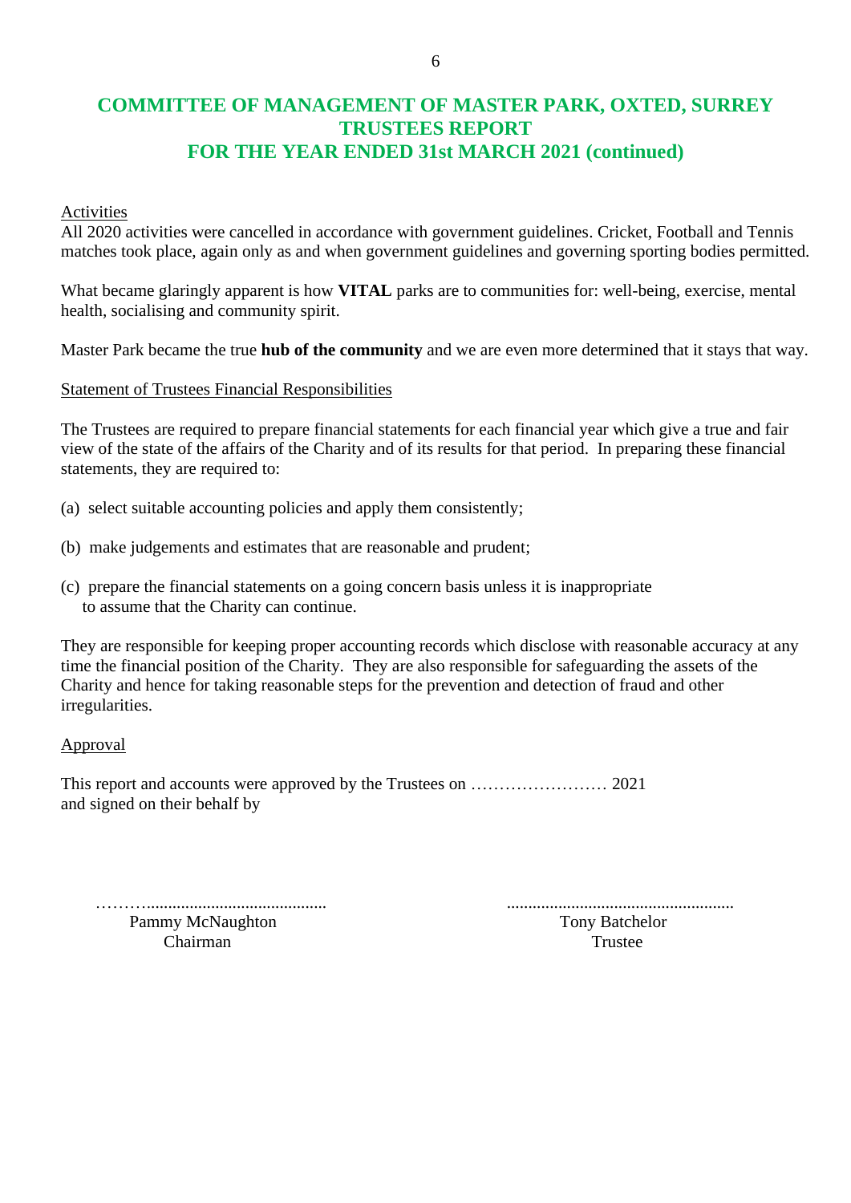# COMMITTEE OF MANAGEMENT OF MASTER PARK, OXTED, SURREY
## TRUSTEES REPORT
## FOR THE YEAR ENDED 31st MARCH 2021 (continued)

Activities

All 2020 activities were cancelled in accordance with government guidelines. Cricket, Football and Tennis matches took place, again only as and when government guidelines and governing sporting bodies permitted.

What became glaringly apparent is how **VITAL** parks are to communities for: well-being, exercise, mental health, socialising and community spirit.

Master Park became the true **hub of the community** and we are even more determined that it stays that way.

Statement of Trustees Financial Responsibilities

The Trustees are required to prepare financial statements for each financial year which give a true and fair view of the state of the affairs of the Charity and of its results for that period. In preparing these financial statements, they are required to:

(a) select suitable accounting policies and apply them consistently;

(b) make judgements and estimates that are reasonable and prudent;

(c) prepare the financial statements on a going concern basis unless it is inappropriate to assume that the Charity can continue.

They are responsible for keeping proper accounting records which disclose with reasonable accuracy at any time the financial position of the Charity. They are also responsible for safeguarding the assets of the Charity and hence for taking reasonable steps for the prevention and detection of fraud and other irregularities.

Approval

This report and accounts were approved by the Trustees on …………………… 2021
and signed on their behalf by

………..........................................

Pammy McNaughton
Chairman

.....................................................

Tony Batchelor
Trustee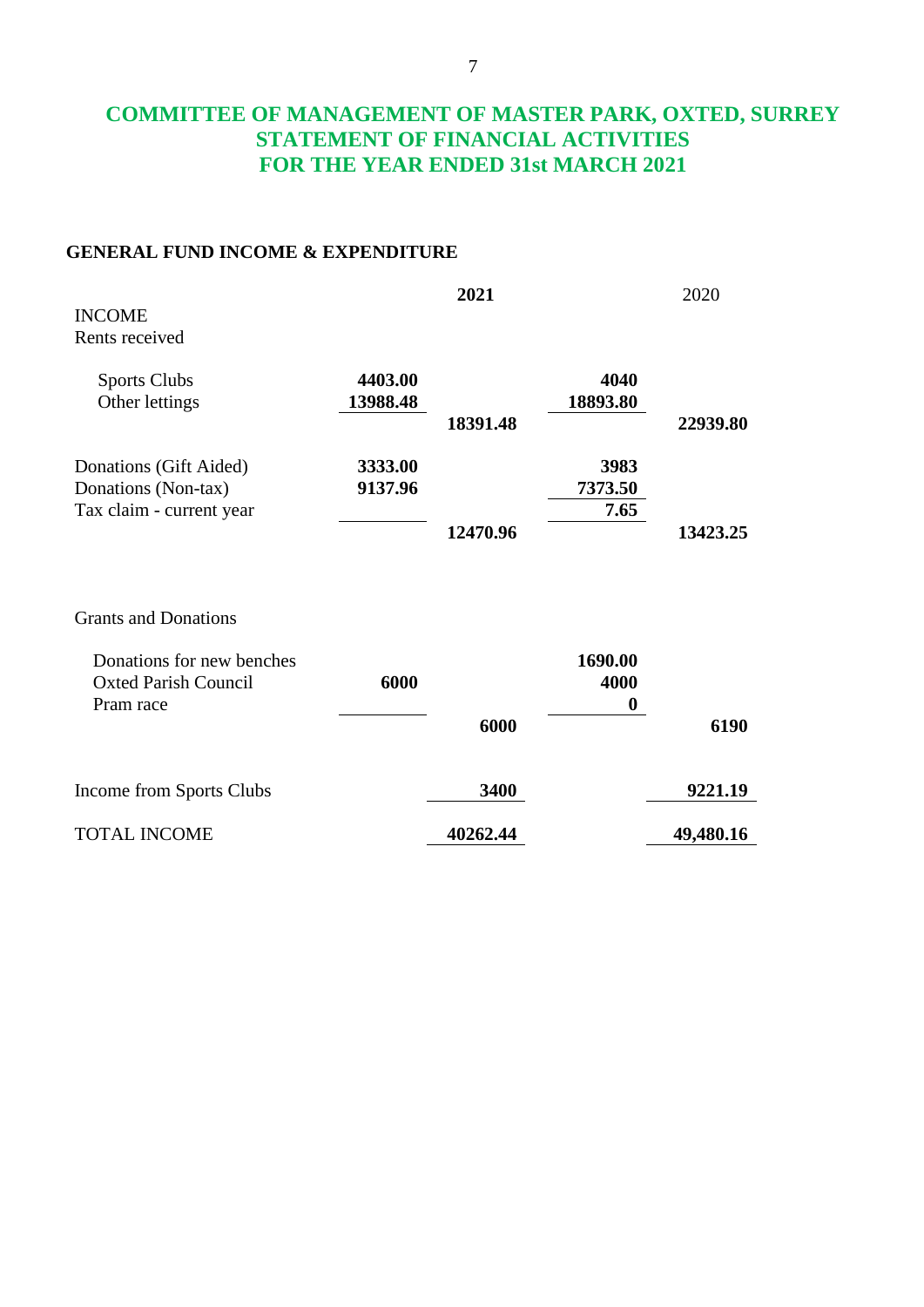# COMMITTEE OF MANAGEMENT OF MASTER PARK, OXTED, SURREY
# STATEMENT OF FINANCIAL ACTIVITIES
# FOR THE YEAR ENDED 31st MARCH 2021

## GENERAL FUND INCOME & EXPENDITURE

| | | **2021** | | 2020 |
|---|---|---|---|---|
| INCOME | | | | |
| Rents received | | | | |
| Sports Clubs | **4403.00** | | **4040** | |
| Other lettings | **13988.48** | | **18893.80** | |
| | | **18391.48** | | **22939.80** |
| Donations (Gift Aided) | **3333.00** | | **3983** | |
| Donations (Non-tax) | **9137.96** | | **7373.50** | |
| Tax claim - current year | | | **7.65** | |
| | | **12470.96** | | **13423.25** |
| Grants and Donations | | | | |
| Donations for new benches | | | **1690.00** | |
| Oxted Parish Council | **6000** | | **4000** | |
| Pram race | | | **0** | |
| | | **6000** | | **6190** |
| Income from Sports Clubs | | **3400** | | **9221.19** |
| TOTAL INCOME | | **40262.44** | | **49,480.16** |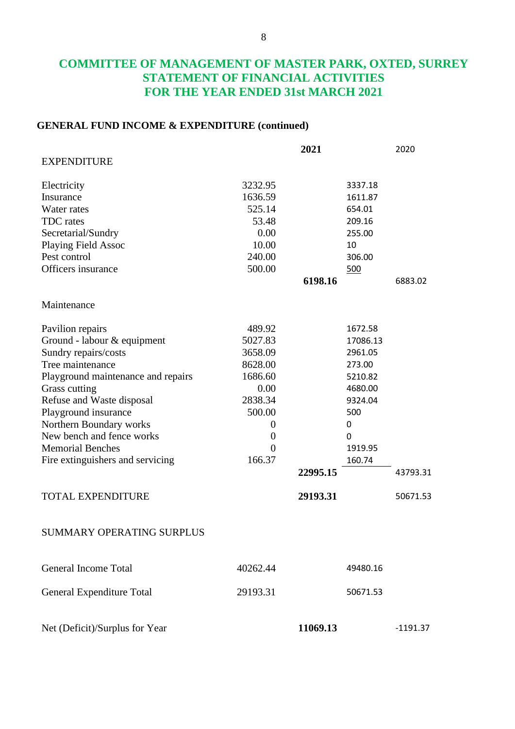# COMMITTEE OF MANAGEMENT OF MASTER PARK, OXTED, SURREY
# STATEMENT OF FINANCIAL ACTIVITIES
# FOR THE YEAR ENDED 31st MARCH 2021

**GENERAL FUND INCOME & EXPENDITURE (continued)**

| | | **2021** | | 2020 |
|---|---|---|---|---|
| EXPENDITURE | | | | |
| Electricity | 3232.95 | | 3337.18 | |
| Insurance | 1636.59 | | 1611.87 | |
| Water rates | 525.14 | | 654.01 | |
| TDC rates | 53.48 | | 209.16 | |
| Secretarial/Sundry | 0.00 | | 255.00 | |
| Playing Field Assoc | 10.00 | | 10 | |
| Pest control | 240.00 | | 306.00 | |
| Officers insurance | 500.00 | | 500 | |
| | | **6198.16** | | 6883.02 |
| Maintenance | | | | |
| Pavilion repairs | 489.92 | | 1672.58 | |
| Ground - labour & equipment | 5027.83 | | 17086.13 | |
| Sundry repairs/costs | 3658.09 | | 2961.05 | |
| Tree maintenance | 8628.00 | | 273.00 | |
| Playground maintenance and repairs | 1686.60 | | 5210.82 | |
| Grass cutting | 0.00 | | 4680.00 | |
| Refuse and Waste disposal | 2838.34 | | 9324.04 | |
| Playground insurance | 500.00 | | 500 | |
| Northern Boundary works | 0 | | 0 | |
| New bench and fence works | 0 | | 0 | |
| Memorial Benches | 0 | | 1919.95 | |
| Fire extinguishers and servicing | 166.37 | | 160.74 | |
| | | **22995.15** | | 43793.31 |
| TOTAL EXPENDITURE | | **29193.31** | | 50671.53 |
| SUMMARY OPERATING SURPLUS | | | | |
| General Income Total | 40262.44 | | 49480.16 | |
| General Expenditure Total | 29193.31 | | 50671.53 | |
| Net (Deficit)/Surplus for Year | | **11069.13** | | -1191.37 |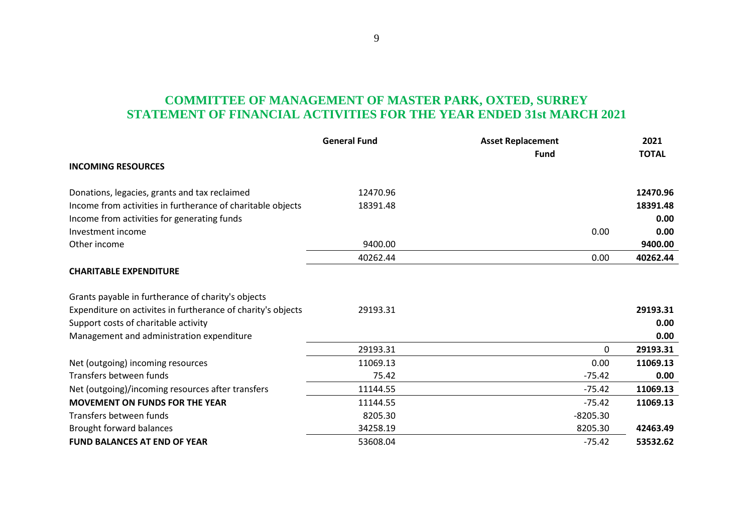## COMMITTEE OF MANAGEMENT OF MASTER PARK, OXTED, SURREY
## STATEMENT OF FINANCIAL ACTIVITIES FOR THE YEAR ENDED 31st MARCH 2021

| | General Fund | Asset Replacement Fund | 2021 TOTAL |
|---|---|---|---|
| **INCOMING RESOURCES** | | | |
| Donations, legacies, grants and tax reclaimed | 12470.96 | | **12470.96** |
| Income from activities in furtherance of charitable objects | 18391.48 | | **18391.48** |
| Income from activities for generating funds | | | **0.00** |
| Investment income | | 0.00 | **0.00** |
| Other income | 9400.00 | | **9400.00** |
| | 40262.44 | 0.00 | **40262.44** |
| **CHARITABLE EXPENDITURE** | | | |
| Grants payable in furtherance of charity's objects | | | |
| Expenditure on activites in furtherance of charity's objects | 29193.31 | | **29193.31** |
| Support costs of charitable activity | | | **0.00** |
| Management and administration expenditure | | | **0.00** |
| | 29193.31 | 0 | **29193.31** |
| Net (outgoing) incoming resources | 11069.13 | 0.00 | **11069.13** |
| Transfers between funds | 75.42 | -75.42 | **0.00** |
| Net (outgoing)/incoming resources after transfers | 11144.55 | -75.42 | **11069.13** |
| **MOVEMENT ON FUNDS FOR THE YEAR** | 11144.55 | -75.42 | **11069.13** |
| Transfers between funds | 8205.30 | -8205.30 | |
| Brought forward balances | 34258.19 | 8205.30 | **42463.49** |
| **FUND BALANCES AT END OF YEAR** | 53608.04 | -75.42 | **53532.62** |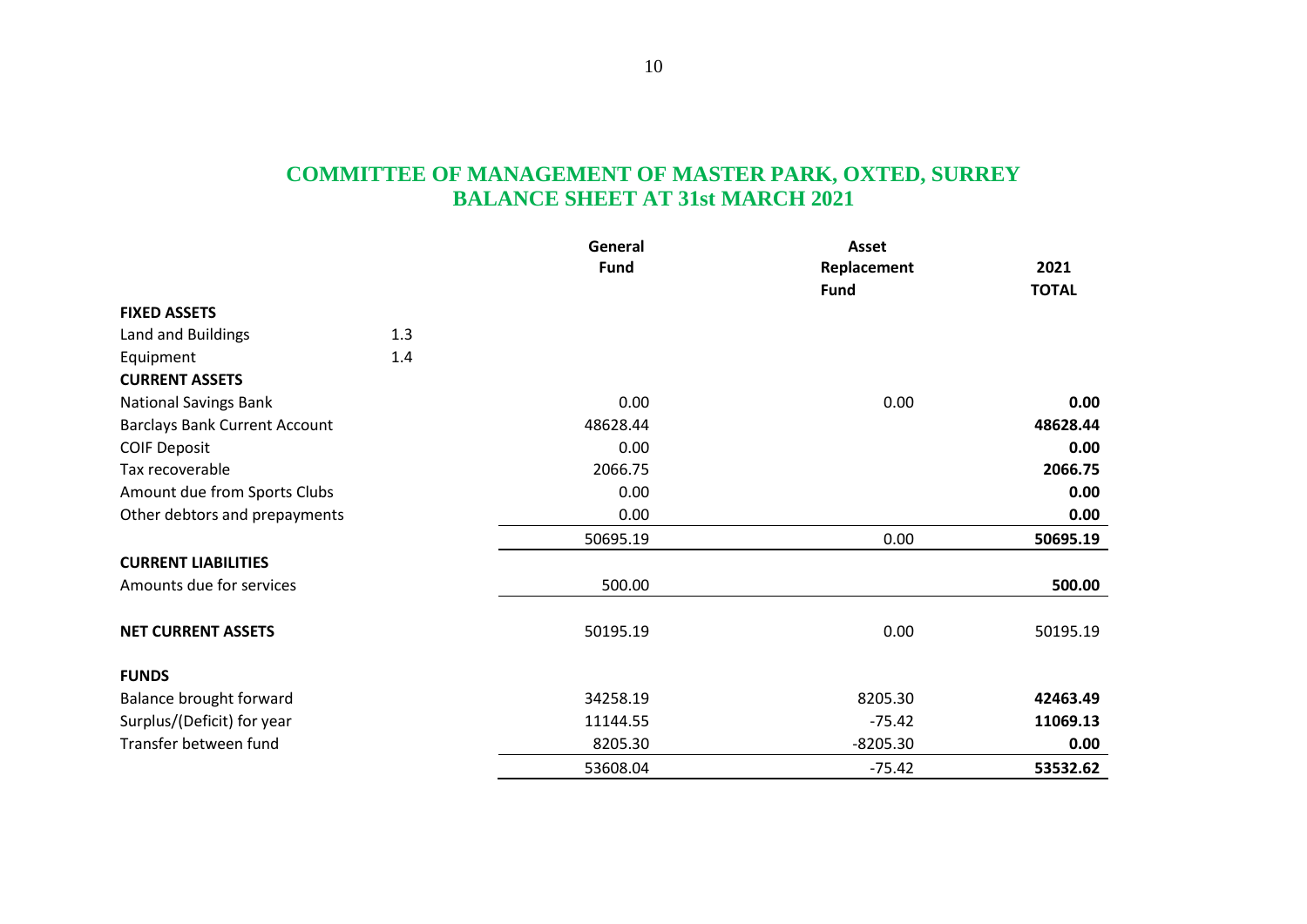# COMMITTEE OF MANAGEMENT OF MASTER PARK, OXTED, SURREY
## BALANCE SHEET AT 31st MARCH 2021

| | | General Fund | Asset Replacement Fund | 2021 TOTAL |
|---|---|---|---|---|
| **FIXED ASSETS** | | | | |
| Land and Buildings | 1.3 | | | |
| Equipment | 1.4 | | | |
| **CURRENT ASSETS** | | | | |
| National Savings Bank | | 0.00 | 0.00 | **0.00** |
| Barclays Bank Current Account | | 48628.44 | | **48628.44** |
| COIF Deposit | | 0.00 | | **0.00** |
| Tax recoverable | | 2066.75 | | **2066.75** |
| Amount due from Sports Clubs | | 0.00 | | **0.00** |
| Other debtors and prepayments | | 0.00 | | **0.00** |
| | | 50695.19 | 0.00 | **50695.19** |
| **CURRENT LIABILITIES** | | | | |
| Amounts due for services | | 500.00 | | **500.00** |
| **NET CURRENT ASSETS** | | 50195.19 | 0.00 | 50195.19 |
| **FUNDS** | | | | |
| Balance brought forward | | 34258.19 | 8205.30 | **42463.49** |
| Surplus/(Deficit) for year | | 11144.55 | -75.42 | **11069.13** |
| Transfer between fund | | 8205.30 | -8205.30 | **0.00** |
| | | 53608.04 | -75.42 | **53532.62** |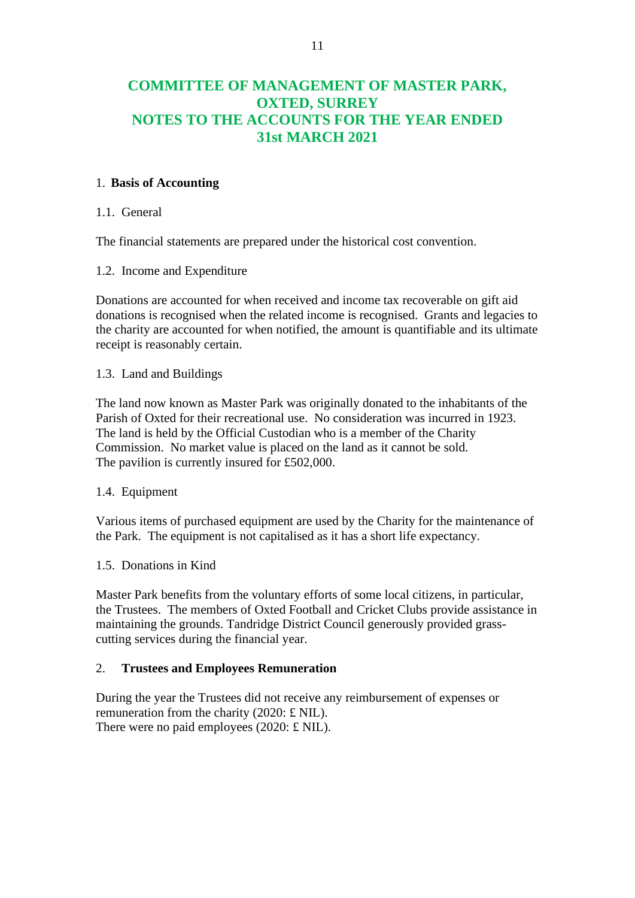# COMMITTEE OF MANAGEMENT OF MASTER PARK, OXTED, SURREY
# NOTES TO THE ACCOUNTS FOR THE YEAR ENDED 31st MARCH 2021

## 1. **Basis of Accounting**

1.1. General

The financial statements are prepared under the historical cost convention.

1.2. Income and Expenditure

Donations are accounted for when received and income tax recoverable on gift aid donations is recognised when the related income is recognised. Grants and legacies to the charity are accounted for when notified, the amount is quantifiable and its ultimate receipt is reasonably certain.

1.3. Land and Buildings

The land now known as Master Park was originally donated to the inhabitants of the Parish of Oxted for their recreational use. No consideration was incurred in 1923. The land is held by the Official Custodian who is a member of the Charity Commission. No market value is placed on the land as it cannot be sold.
The pavilion is currently insured for £502,000.

1.4. Equipment

Various items of purchased equipment are used by the Charity for the maintenance of the Park. The equipment is not capitalised as it has a short life expectancy.

1.5. Donations in Kind

Master Park benefits from the voluntary efforts of some local citizens, in particular, the Trustees. The members of Oxted Football and Cricket Clubs provide assistance in maintaining the grounds. Tandridge District Council generously provided grass-cutting services during the financial year.

## 2. **Trustees and Employees Remuneration**

During the year the Trustees did not receive any reimbursement of expenses or remuneration from the charity (2020: £ NIL).
There were no paid employees (2020: £ NIL).